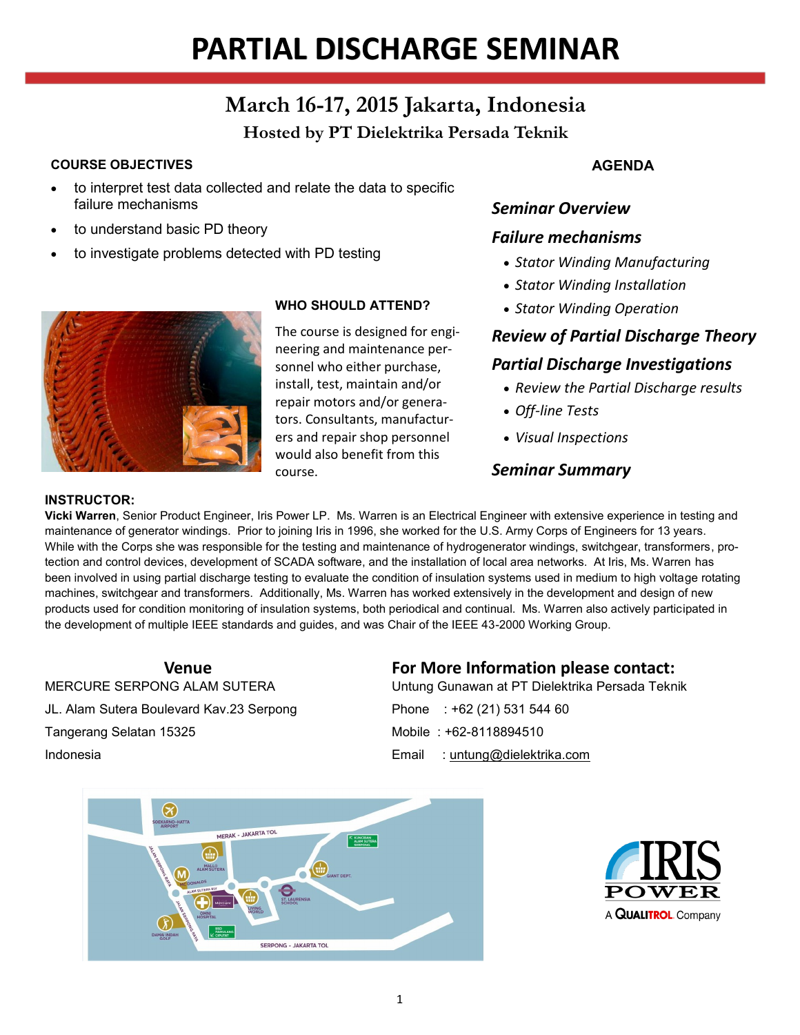# PARTIAL DISCHARGE SEMINAR

## March 16-17, 2015 Jakarta, Indonesia

### Hosted by PT Dielektrika Persada Teknik

**COURSE OBJECTIVES**

- to interpret test data collected and relate the data to specific failure mechanisms
- to understand basic PD theory
- to investigate problems detected with PD testing

**WHO SHOULD ATTEND?**

The course is designed for engineering and maintenance personnel who either purchase, install, test, maintain and/or repair motors and/or generators. Consultants, manufacturers and repair shop personnel would also benefit from this course.

**AGENDA**

***Seminar Overview***

***Failure mechanisms***

- *Stator Winding Manufacturing*
- *Stator Winding Installation*
- *Stator Winding Operation*

***Review of Partial Discharge Theory***

***Partial Discharge Investigations***

- *Review the Partial Discharge results*
- *Off-line Tests*
- *Visual Inspections*

***Seminar Summary***

**INSTRUCTOR:**

**Vicki Warren**, Senior Product Engineer, Iris Power LP. Ms. Warren is an Electrical Engineer with extensive experience in testing and maintenance of generator windings. Prior to joining Iris in 1996, she worked for the U.S. Army Corps of Engineers for 13 years. While with the Corps she was responsible for the testing and maintenance of hydrogenerator windings, switchgear, transformers, protection and control devices, development of SCADA software, and the installation of local area networks. At Iris, Ms. Warren has been involved in using partial discharge testing to evaluate the condition of insulation systems used in medium to high voltage rotating machines, switchgear and transformers. Additionally, Ms. Warren has worked extensively in the development and design of new products used for condition monitoring of insulation systems, both periodical and continual. Ms. Warren also actively participated in the development of multiple IEEE standards and guides, and was Chair of the IEEE 43-2000 Working Group.

## Venue

MERCURE SERPONG ALAM SUTERA

JL. Alam Sutera Boulevard Kav.23 Serpong

Tangerang Selatan 15325

Indonesia

## For More Information please contact:

Untung Gunawan at PT Dielektrika Persada Teknik

Phone : +62 (21) 531 544 60

Mobile : +62-8118894510

Email : untung@dielektrika.com

IRIS POWER

A QUALITROL Company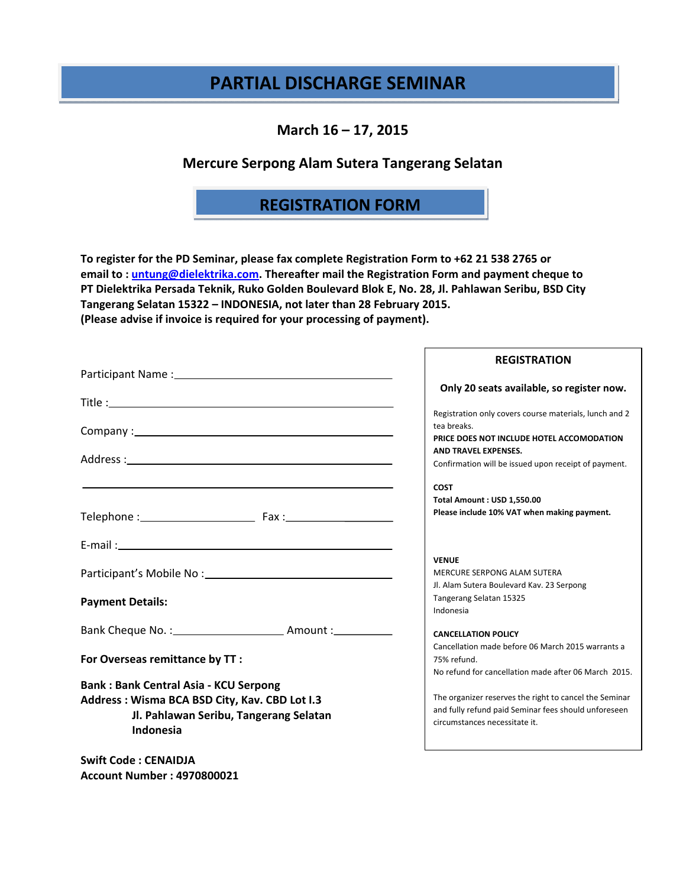# PARTIAL DISCHARGE SEMINAR

**March 16 – 17, 2015**

**Mercure Serpong Alam Sutera Tangerang Selatan**

## REGISTRATION FORM

**To register for the PD Seminar, please fax complete Registration Form to +62 21 538 2765 or email to : untung@dielektrika.com. Thereafter mail the Registration Form and payment cheque to PT Dielektrika Persada Teknik, Ruko Golden Boulevard Blok E, No. 28, Jl. Pahlawan Seribu, BSD City Tangerang Selatan 15322 – INDONESIA, not later than 28 February 2015. (Please advise if invoice is required for your processing of payment).**

Participant Name : ____________________________

Title : ____________________________

Company : ____________________________

Address : ____________________________

____________________________

Telephone : ______________ Fax : ______________

E-mail : ____________________________

Participant's Mobile No : ____________________________

**Payment Details:**

Bank Cheque No. : ______________ Amount : __________

**For Overseas remittance by TT :**

**Bank : Bank Central Asia - KCU Serpong**
**Address : Wisma BCA BSD City, Kav. CBD Lot I.3**
**Jl. Pahlawan Seribu, Tangerang Selatan**
**Indonesia**

**Swift Code : CENAIDJA**
**Account Number : 4970800021**

### REGISTRATION

**Only 20 seats available, so register now.**

Registration only covers course materials, lunch and 2 tea breaks.
**PRICE DOES NOT INCLUDE HOTEL ACCOMODATION AND TRAVEL EXPENSES.**
Confirmation will be issued upon receipt of payment.

**COST**
**Total Amount : USD 1,550.00**
**Please include 10% VAT when making payment.**

**VENUE**
MERCURE SERPONG ALAM SUTERA
Jl. Alam Sutera Boulevard Kav. 23 Serpong
Tangerang Selatan 15325
Indonesia

**CANCELLATION POLICY**
Cancellation made before 06 March 2015 warrants a 75% refund.
No refund for cancellation made after 06 March 2015.

The organizer reserves the right to cancel the Seminar and fully refund paid Seminar fees should unforeseen circumstances necessitate it.